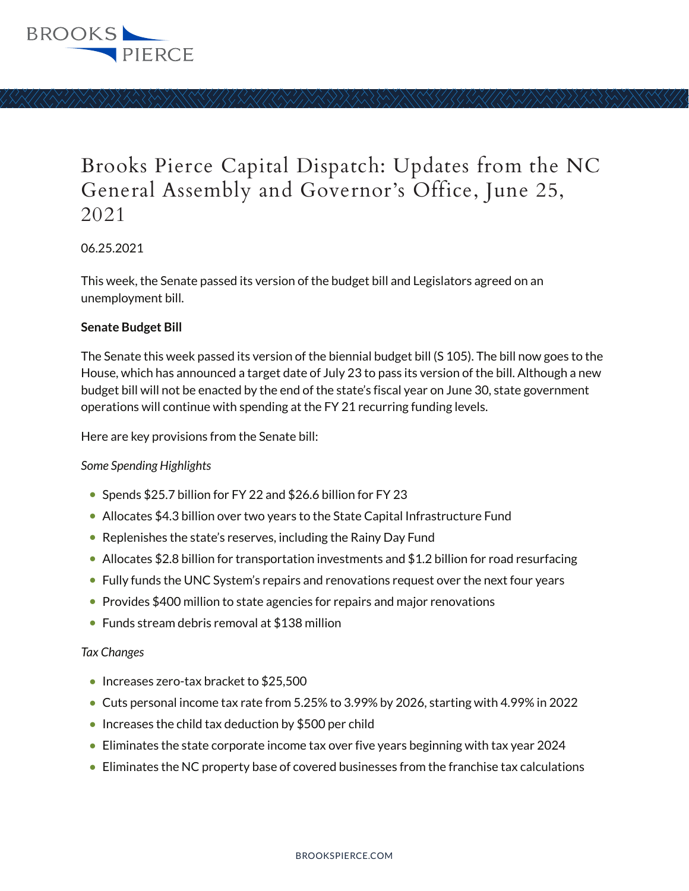# Brooks Pierce Capital Dispatch: Updates from the NC General Assembly and Governor's Office, June 25, 2021

06.25.2021

This week, the Senate passed its version of the budget bill and Legislators agreed on an unemployment bill.

**Senate Budget Bill**

The Senate this week passed its version of the biennial budget bill (S 105). The bill now goes to the House, which has announced a target date of July 23 to pass its version of the bill. Although a new budget bill will not be enacted by the end of the state's fiscal year on June 30, state government operations will continue with spending at the FY 21 recurring funding levels.

Here are key provisions from the Senate bill:

*Some Spending Highlights*

- Spends $25.7 billion for FY 22 and $26.6 billion for FY 23
- Allocates $4.3 billion over two years to the State Capital Infrastructure Fund
- Replenishes the state's reserves, including the Rainy Day Fund
- Allocates $2.8 billion for transportation investments and $1.2 billion for road resurfacing
- Fully funds the UNC System's repairs and renovations request over the next four years
- Provides $400 million to state agencies for repairs and major renovations
- Funds stream debris removal at $138 million

*Tax Changes*

- Increases zero-tax bracket to $25,500
- Cuts personal income tax rate from 5.25% to 3.99% by 2026, starting with 4.99% in 2022
- Increases the child tax deduction by $500 per child
- Eliminates the state corporate income tax over five years beginning with tax year 2024
- Eliminates the NC property base of covered businesses from the franchise tax calculations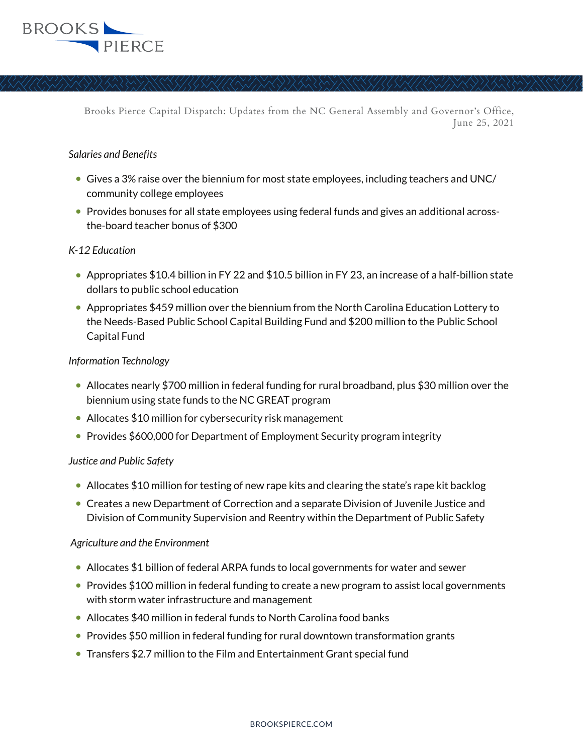*Salaries and Benefits*

- Gives a 3% raise over the biennium for most state employees, including teachers and UNC/community college employees
- Provides bonuses for all state employees using federal funds and gives an additional across-the-board teacher bonus of $300

*K-12 Education*

- Appropriates $10.4 billion in FY 22 and $10.5 billion in FY 23, an increase of a half-billion state dollars to public school education
- Appropriates $459 million over the biennium from the North Carolina Education Lottery to the Needs-Based Public School Capital Building Fund and $200 million to the Public School Capital Fund

*Information Technology*

- Allocates nearly $700 million in federal funding for rural broadband, plus $30 million over the biennium using state funds to the NC GREAT program
- Allocates $10 million for cybersecurity risk management
- Provides $600,000 for Department of Employment Security program integrity

*Justice and Public Safety*

- Allocates $10 million for testing of new rape kits and clearing the state's rape kit backlog
- Creates a new Department of Correction and a separate Division of Juvenile Justice and Division of Community Supervision and Reentry within the Department of Public Safety

*Agriculture and the Environment*

- Allocates $1 billion of federal ARPA funds to local governments for water and sewer
- Provides $100 million in federal funding to create a new program to assist local governments with storm water infrastructure and management
- Allocates $40 million in federal funds to North Carolina food banks
- Provides $50 million in federal funding for rural downtown transformation grants
- Transfers $2.7 million to the Film and Entertainment Grant special fund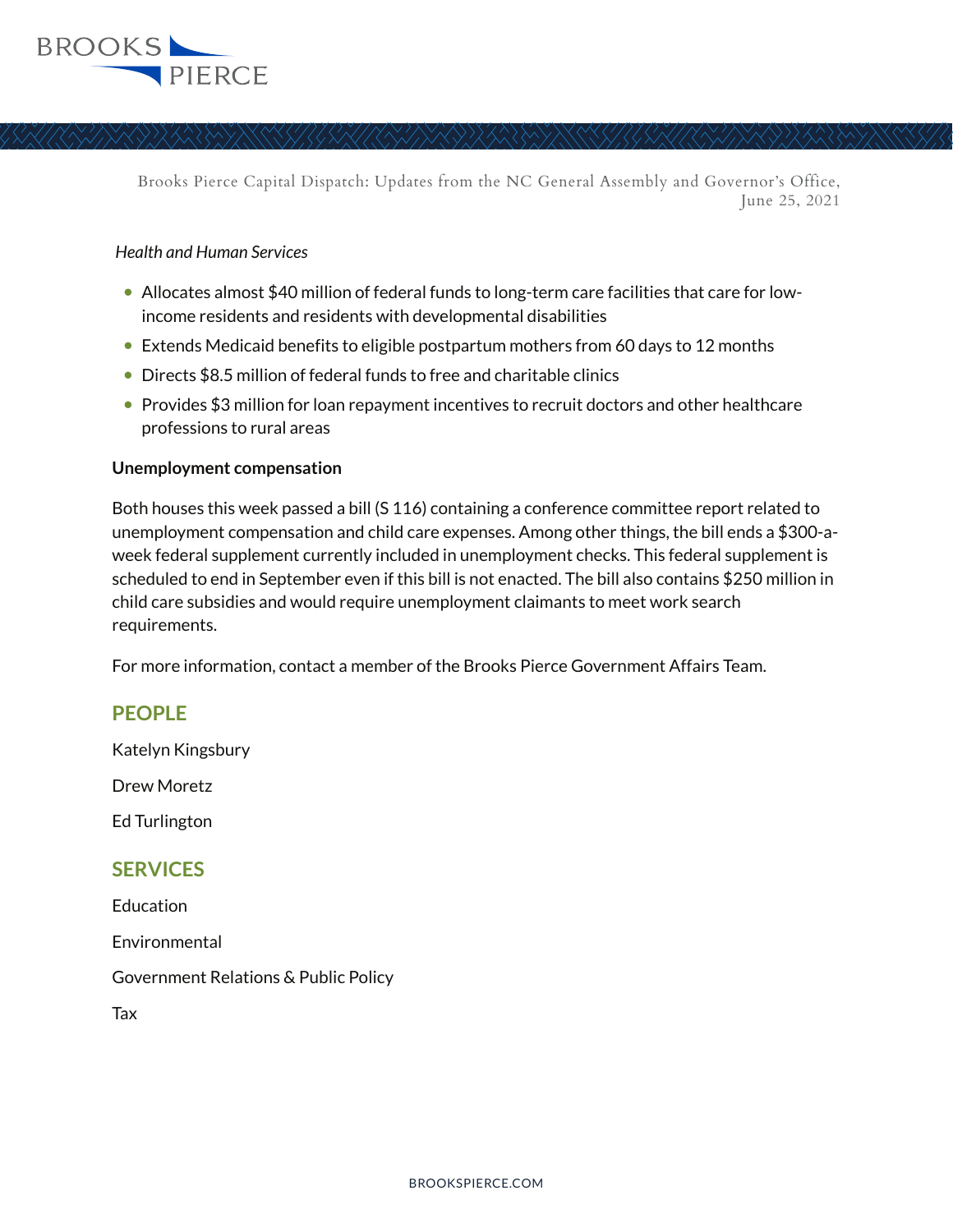*Health and Human Services*

- Allocates almost $40 million of federal funds to long-term care facilities that care for low-income residents and residents with developmental disabilities
- Extends Medicaid benefits to eligible postpartum mothers from 60 days to 12 months
- Directs $8.5 million of federal funds to free and charitable clinics
- Provides $3 million for loan repayment incentives to recruit doctors and other healthcare professions to rural areas

**Unemployment compensation**

Both houses this week passed a bill (S 116) containing a conference committee report related to unemployment compensation and child care expenses. Among other things, the bill ends a $300-a-week federal supplement currently included in unemployment checks. This federal supplement is scheduled to end in September even if this bill is not enacted. The bill also contains $250 million in child care subsidies and would require unemployment claimants to meet work search requirements.

For more information, contact a member of the Brooks Pierce Government Affairs Team.

## PEOPLE

Katelyn Kingsbury

Drew Moretz

Ed Turlington

## SERVICES

Education

Environmental

Government Relations & Public Policy

Tax